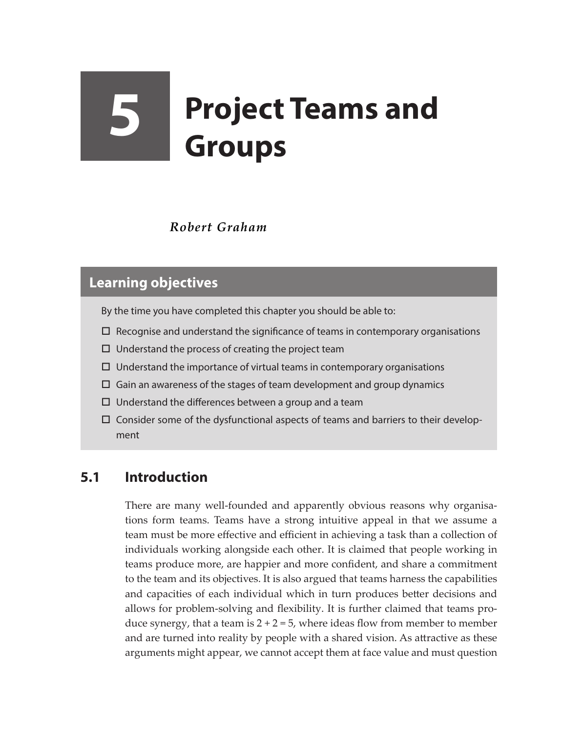# 5 Project Teams and Groups

*Robert Graham*

## Learning objectives

By the time you have completed this chapter you should be able to:

- ☐ Recognise and understand the significance of teams in contemporary organisations
- ☐ Understand the process of creating the project team
- ☐ Understand the importance of virtual teams in contemporary organisations
- ☐ Gain an awareness of the stages of team development and group dynamics
- ☐ Understand the differences between a group and a team
- ☐ Consider some of the dysfunctional aspects of teams and barriers to their development

## 5.1 Introduction

There are many well-founded and apparently obvious reasons why organisations form teams. Teams have a strong intuitive appeal in that we assume a team must be more effective and efficient in achieving a task than a collection of individuals working alongside each other. It is claimed that people working in teams produce more, are happier and more confident, and share a commitment to the team and its objectives. It is also argued that teams harness the capabilities and capacities of each individual which in turn produces better decisions and allows for problem-solving and flexibility. It is further claimed that teams produce synergy, that a team is 2 + 2 = 5, where ideas flow from member to member and are turned into reality by people with a shared vision. As attractive as these arguments might appear, we cannot accept them at face value and must question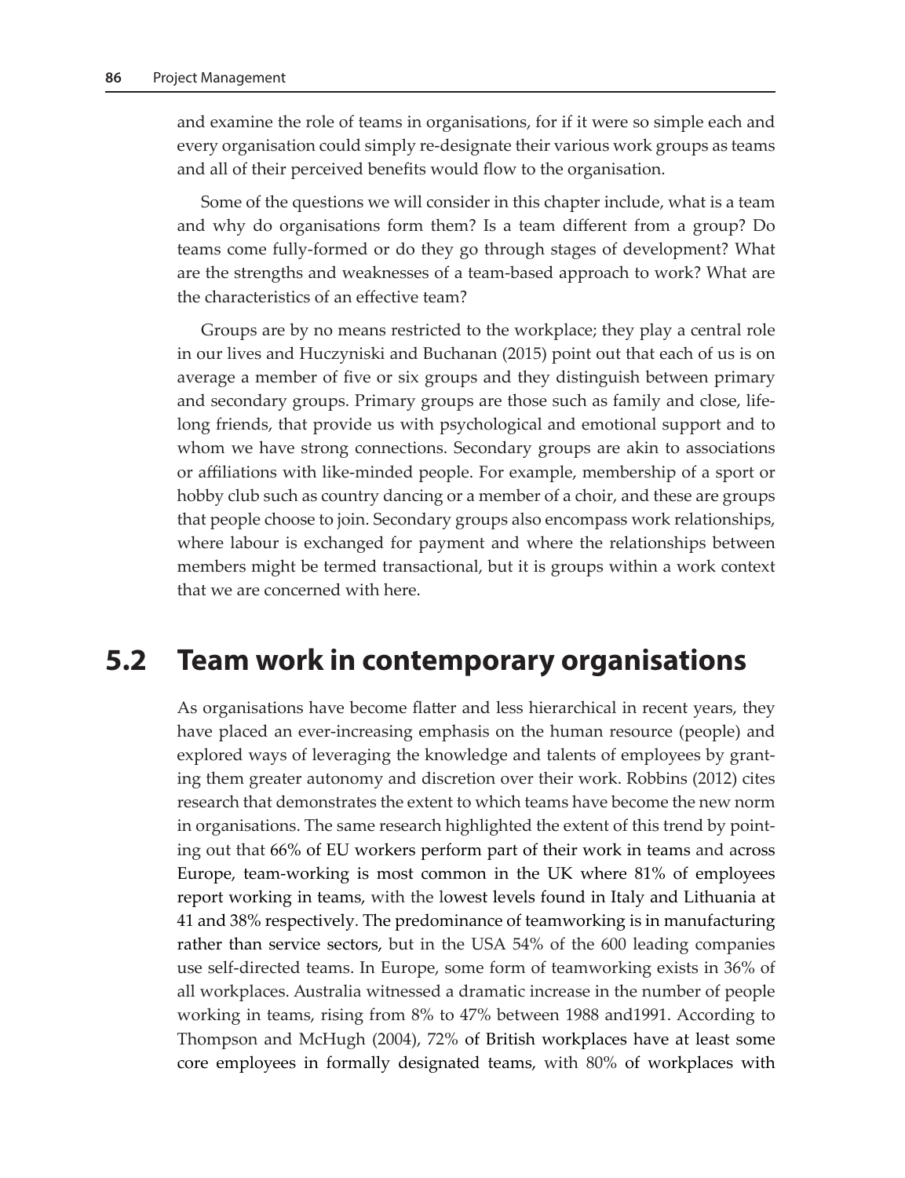and examine the role of teams in organisations, for if it were so simple each and every organisation could simply re-designate their various work groups as teams and all of their perceived benefits would flow to the organisation.

Some of the questions we will consider in this chapter include, what is a team and why do organisations form them? Is a team different from a group? Do teams come fully-formed or do they go through stages of development? What are the strengths and weaknesses of a team-based approach to work? What are the characteristics of an effective team?

Groups are by no means restricted to the workplace; they play a central role in our lives and Huczyniski and Buchanan (2015) point out that each of us is on average a member of five or six groups and they distinguish between primary and secondary groups. Primary groups are those such as family and close, life-long friends, that provide us with psychological and emotional support and to whom we have strong connections. Secondary groups are akin to associations or affiliations with like-minded people. For example, membership of a sport or hobby club such as country dancing or a member of a choir, and these are groups that people choose to join. Secondary groups also encompass work relationships, where labour is exchanged for payment and where the relationships between members might be termed transactional, but it is groups within a work context that we are concerned with here.

## 5.2 Team work in contemporary organisations

As organisations have become flatter and less hierarchical in recent years, they have placed an ever-increasing emphasis on the human resource (people) and explored ways of leveraging the knowledge and talents of employees by granting them greater autonomy and discretion over their work. Robbins (2012) cites research that demonstrates the extent to which teams have become the new norm in organisations. The same research highlighted the extent of this trend by pointing out that 66% of EU workers perform part of their work in teams and across Europe, team-working is most common in the UK where 81% of employees report working in teams, with the lowest levels found in Italy and Lithuania at 41 and 38% respectively. The predominance of teamworking is in manufacturing rather than service sectors, but in the USA 54% of the 600 leading companies use self-directed teams. In Europe, some form of teamworking exists in 36% of all workplaces. Australia witnessed a dramatic increase in the number of people working in teams, rising from 8% to 47% between 1988 and1991. According to Thompson and McHugh (2004), 72% of British workplaces have at least some core employees in formally designated teams, with 80% of workplaces with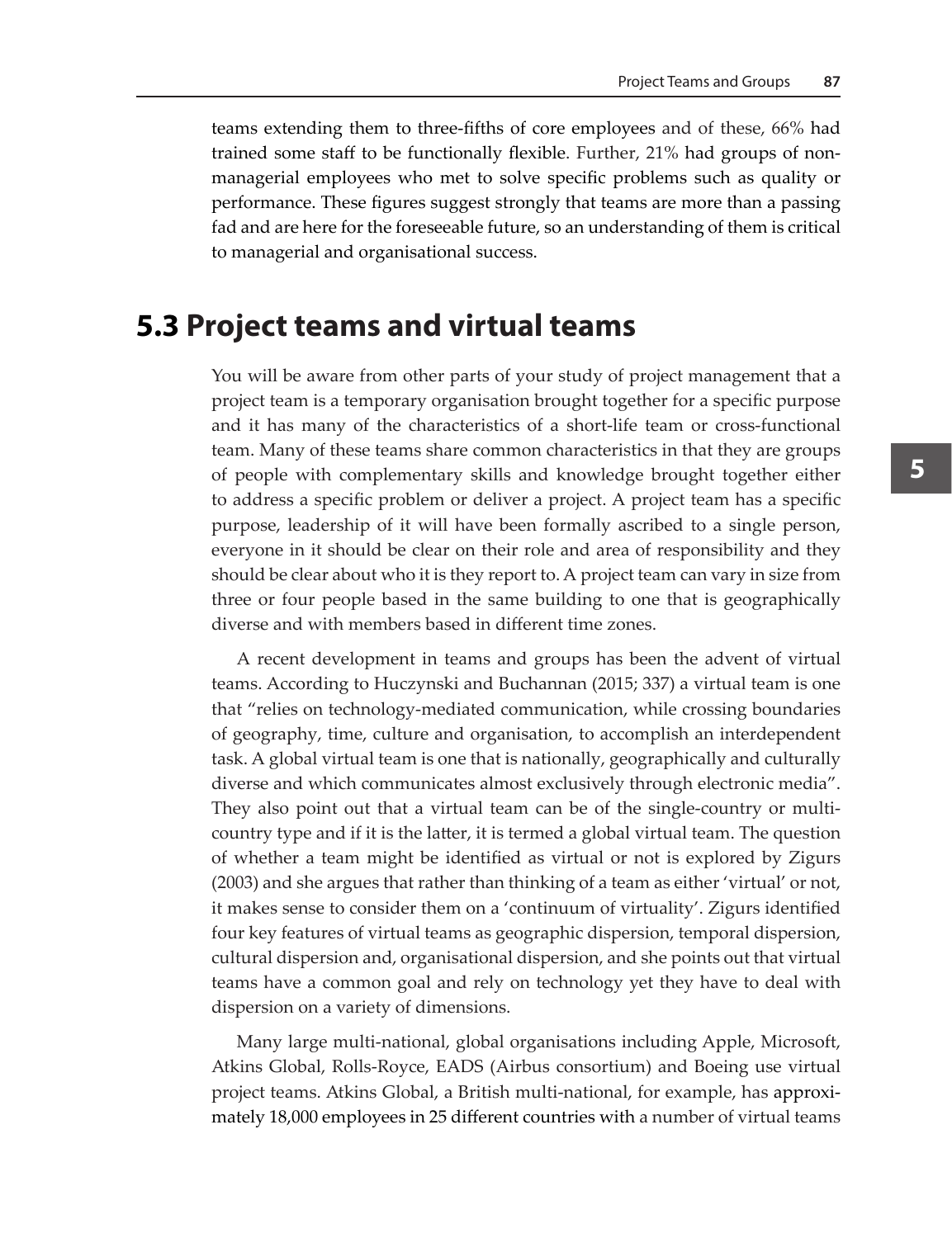teams extending them to three-fifths of core employees and of these, 66% had trained some staff to be functionally flexible. Further, 21% had groups of non-managerial employees who met to solve specific problems such as quality or performance. These figures suggest strongly that teams are more than a passing fad and are here for the foreseeable future, so an understanding of them is critical to managerial and organisational success.

## 5.3 Project teams and virtual teams

You will be aware from other parts of your study of project management that a project team is a temporary organisation brought together for a specific purpose and it has many of the characteristics of a short-life team or cross-functional team. Many of these teams share common characteristics in that they are groups of people with complementary skills and knowledge brought together either to address a specific problem or deliver a project. A project team has a specific purpose, leadership of it will have been formally ascribed to a single person, everyone in it should be clear on their role and area of responsibility and they should be clear about who it is they report to. A project team can vary in size from three or four people based in the same building to one that is geographically diverse and with members based in different time zones.

A recent development in teams and groups has been the advent of virtual teams. According to Huczynski and Buchannan (2015; 337) a virtual team is one that "relies on technology-mediated communication, while crossing boundaries of geography, time, culture and organisation, to accomplish an interdependent task. A global virtual team is one that is nationally, geographically and culturally diverse and which communicates almost exclusively through electronic media". They also point out that a virtual team can be of the single-country or multi-country type and if it is the latter, it is termed a global virtual team. The question of whether a team might be identified as virtual or not is explored by Zigurs (2003) and she argues that rather than thinking of a team as either 'virtual' or not, it makes sense to consider them on a 'continuum of virtuality'. Zigurs identified four key features of virtual teams as geographic dispersion, temporal dispersion, cultural dispersion and, organisational dispersion, and she points out that virtual teams have a common goal and rely on technology yet they have to deal with dispersion on a variety of dimensions.

Many large multi-national, global organisations including Apple, Microsoft, Atkins Global, Rolls-Royce, EADS (Airbus consortium) and Boeing use virtual project teams. Atkins Global, a British multi-national, for example, has approximately 18,000 employees in 25 different countries with a number of virtual teams